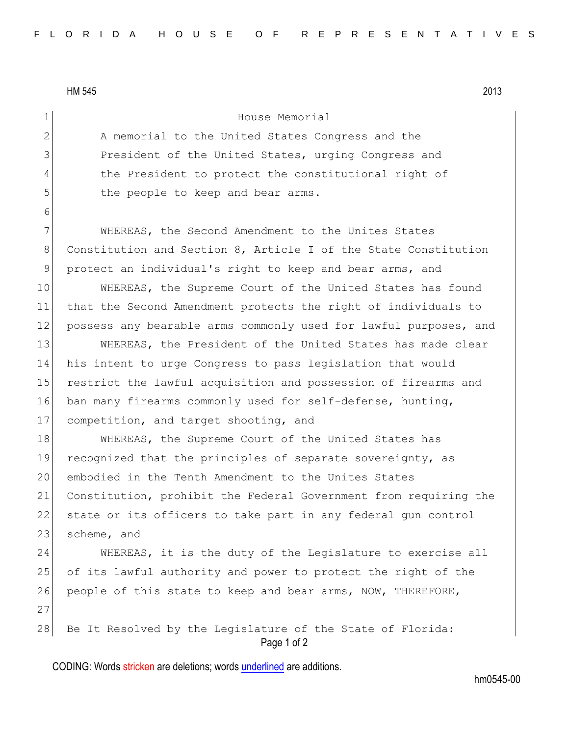HM 545 2013

# House Memorial

A memorial to the United States Congress and the President of the United States, urging Congress and the President to protect the constitutional right of the people to keep and bear arms.

WHEREAS, the Second Amendment to the Unites States Constitution and Section 8, Article I of the State Constitution protect an individual's right to keep and bear arms, and

WHEREAS, the Supreme Court of the United States has found that the Second Amendment protects the right of individuals to possess any bearable arms commonly used for lawful purposes, and

WHEREAS, the President of the United States has made clear his intent to urge Congress to pass legislation that would restrict the lawful acquisition and possession of firearms and ban many firearms commonly used for self-defense, hunting, competition, and target shooting, and

WHEREAS, the Supreme Court of the United States has recognized that the principles of separate sovereignty, as embodied in the Tenth Amendment to the Unites States Constitution, prohibit the Federal Government from requiring the state or its officers to take part in any federal gun control scheme, and

WHEREAS, it is the duty of the Legislature to exercise all of its lawful authority and power to protect the right of the people of this state to keep and bear arms, NOW, THEREFORE,

Be It Resolved by the Legislature of the State of Florida:

CODING: Words stricken are deletions; words underlined are additions.

hm0545-00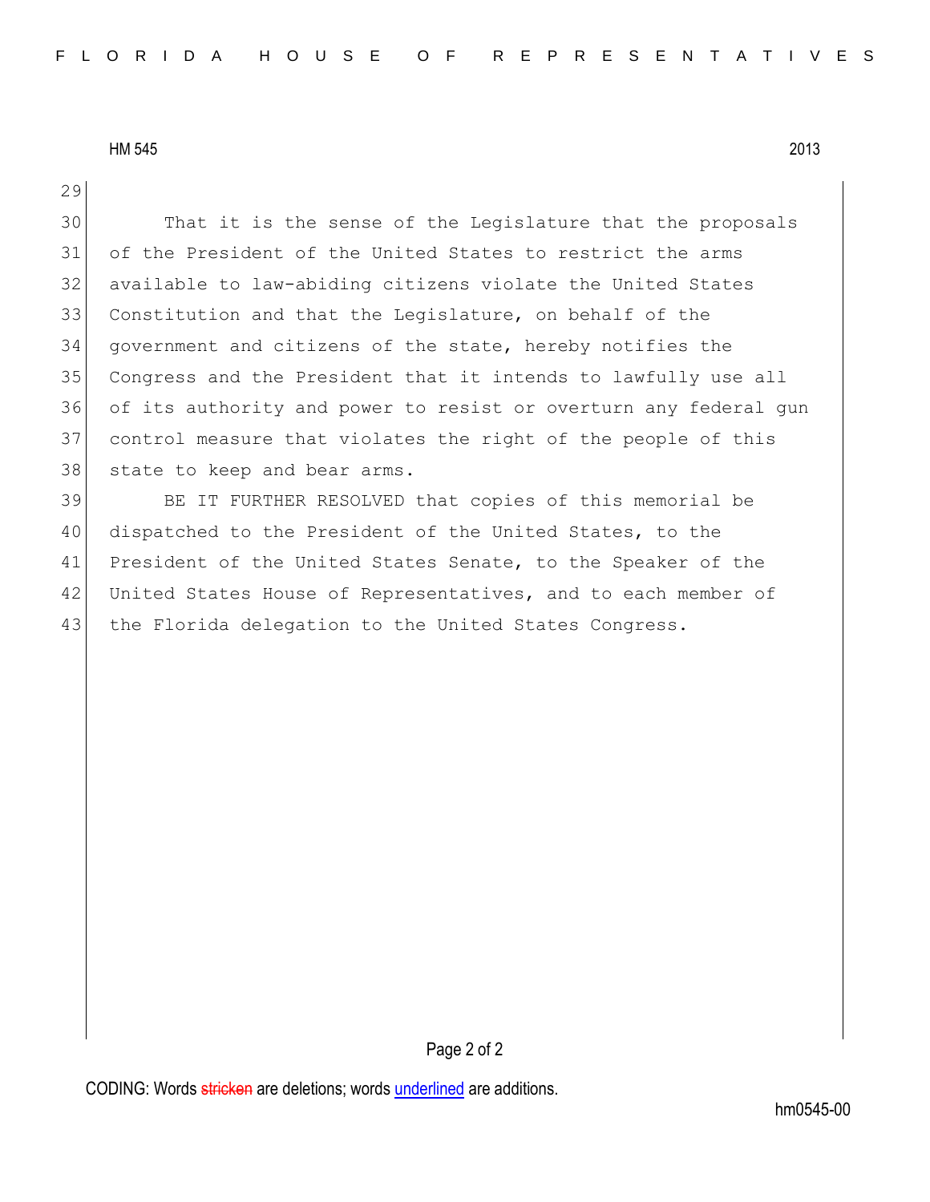That it is the sense of the Legislature that the proposals of the President of the United States to restrict the arms available to law-abiding citizens violate the United States Constitution and that the Legislature, on behalf of the government and citizens of the state, hereby notifies the Congress and the President that it intends to lawfully use all of its authority and power to resist or overturn any federal gun control measure that violates the right of the people of this state to keep and bear arms.

BE IT FURTHER RESOLVED that copies of this memorial be dispatched to the President of the United States, to the President of the United States Senate, to the Speaker of the United States House of Representatives, and to each member of the Florida delegation to the United States Congress.

CODING: Words stricken are deletions; words underlined are additions.

hm0545-00